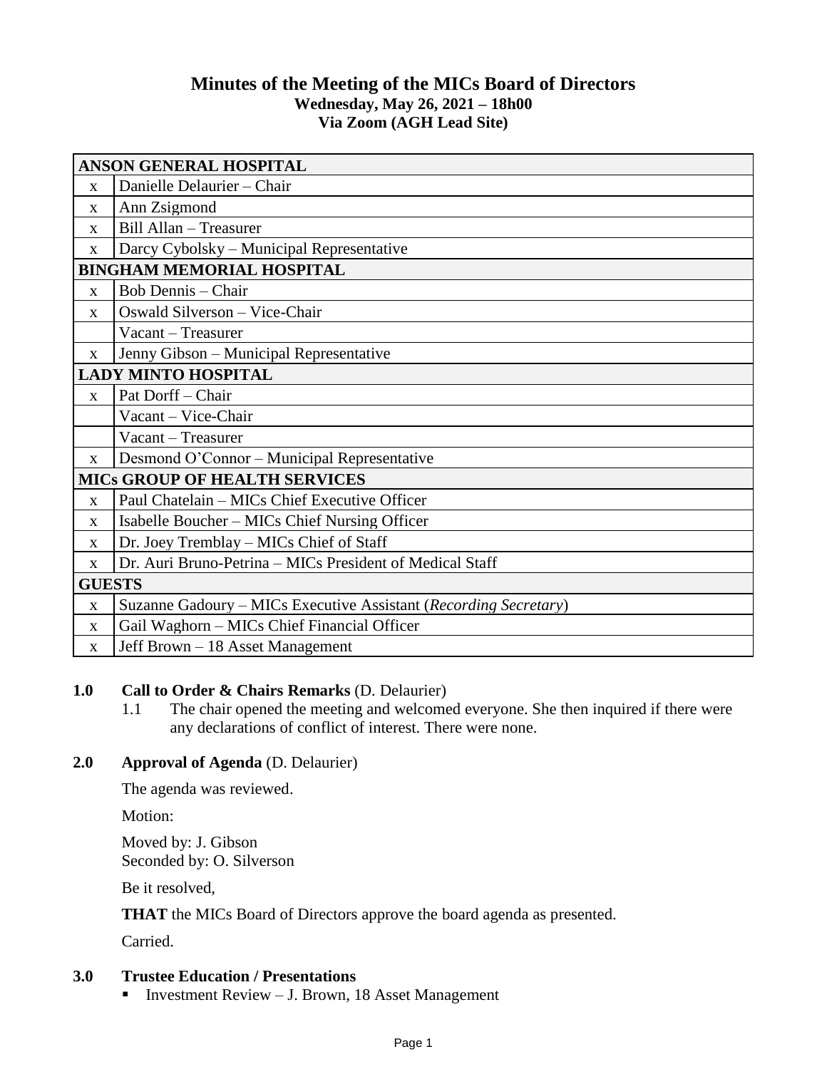# Minutes of the Meeting of the MICs Board of Directors

**Wednesday, May 26, 2021 – 18h00**
**Via Zoom (AGH Lead Site)**

| | |
|---|---|
| **ANSON GENERAL HOSPITAL** | |
| x | Danielle Delaurier – Chair |
| x | Ann Zsigmond |
| x | Bill Allan – Treasurer |
| x | Darcy Cybolsky – Municipal Representative |
| **BINGHAM MEMORIAL HOSPITAL** | |
| x | Bob Dennis – Chair |
| x | Oswald Silverson – Vice-Chair |
| | Vacant – Treasurer |
| x | Jenny Gibson – Municipal Representative |
| **LADY MINTO HOSPITAL** | |
| x | Pat Dorff – Chair |
| | Vacant – Vice-Chair |
| | Vacant – Treasurer |
| x | Desmond O'Connor – Municipal Representative |
| **MICs GROUP OF HEALTH SERVICES** | |
| x | Paul Chatelain – MICs Chief Executive Officer |
| x | Isabelle Boucher – MICs Chief Nursing Officer |
| x | Dr. Joey Tremblay – MICs Chief of Staff |
| x | Dr. Auri Bruno-Petrina – MICs President of Medical Staff |
| **GUESTS** | |
| x | Suzanne Gadoury – MICs Executive Assistant (*Recording Secretary*) |
| x | Gail Waghorn – MICs Chief Financial Officer |
| x | Jeff Brown – 18 Asset Management |

**1.0 Call to Order & Chairs Remarks** (D. Delaurier)

1.1 The chair opened the meeting and welcomed everyone. She then inquired if there were any declarations of conflict of interest. There were none.

**2.0 Approval of Agenda** (D. Delaurier)

The agenda was reviewed.

Motion:

Moved by: J. Gibson
Seconded by: O. Silverson

Be it resolved,

**THAT** the MICs Board of Directors approve the board agenda as presented.

Carried.

**3.0 Trustee Education / Presentations**

- Investment Review – J. Brown, 18 Asset Management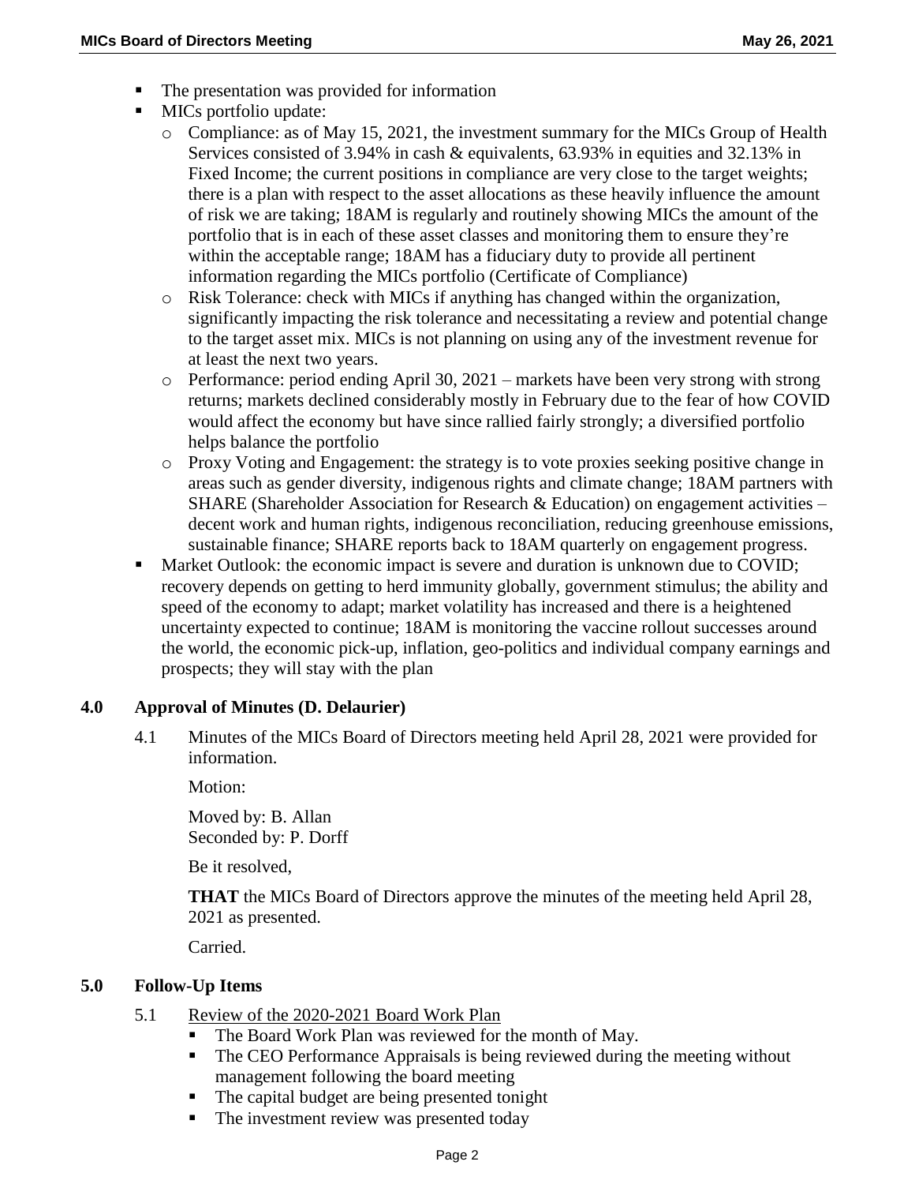- The presentation was provided for information
- MICs portfolio update:
  - Compliance: as of May 15, 2021, the investment summary for the MICs Group of Health Services consisted of 3.94% in cash & equivalents, 63.93% in equities and 32.13% in Fixed Income; the current positions in compliance are very close to the target weights; there is a plan with respect to the asset allocations as these heavily influence the amount of risk we are taking; 18AM is regularly and routinely showing MICs the amount of the portfolio that is in each of these asset classes and monitoring them to ensure they're within the acceptable range; 18AM has a fiduciary duty to provide all pertinent information regarding the MICs portfolio (Certificate of Compliance)
  - Risk Tolerance: check with MICs if anything has changed within the organization, significantly impacting the risk tolerance and necessitating a review and potential change to the target asset mix. MICs is not planning on using any of the investment revenue for at least the next two years.
  - Performance: period ending April 30, 2021 – markets have been very strong with strong returns; markets declined considerably mostly in February due to the fear of how COVID would affect the economy but have since rallied fairly strongly; a diversified portfolio helps balance the portfolio
  - Proxy Voting and Engagement: the strategy is to vote proxies seeking positive change in areas such as gender diversity, indigenous rights and climate change; 18AM partners with SHARE (Shareholder Association for Research & Education) on engagement activities – decent work and human rights, indigenous reconciliation, reducing greenhouse emissions, sustainable finance; SHARE reports back to 18AM quarterly on engagement progress.
- Market Outlook: the economic impact is severe and duration is unknown due to COVID; recovery depends on getting to herd immunity globally, government stimulus; the ability and speed of the economy to adapt; market volatility has increased and there is a heightened uncertainty expected to continue; 18AM is monitoring the vaccine rollout successes around the world, the economic pick-up, inflation, geo-politics and individual company earnings and prospects; they will stay with the plan

## 4.0 Approval of Minutes (D. Delaurier)

4.1 Minutes of the MICs Board of Directors meeting held April 28, 2021 were provided for information.

Motion:

Moved by: B. Allan
Seconded by: P. Dorff

Be it resolved,

**THAT** the MICs Board of Directors approve the minutes of the meeting held April 28, 2021 as presented.

Carried.

## 5.0 Follow-Up Items

5.1 Review of the 2020-2021 Board Work Plan

- The Board Work Plan was reviewed for the month of May.
- The CEO Performance Appraisals is being reviewed during the meeting without management following the board meeting
- The capital budget are being presented tonight
- The investment review was presented today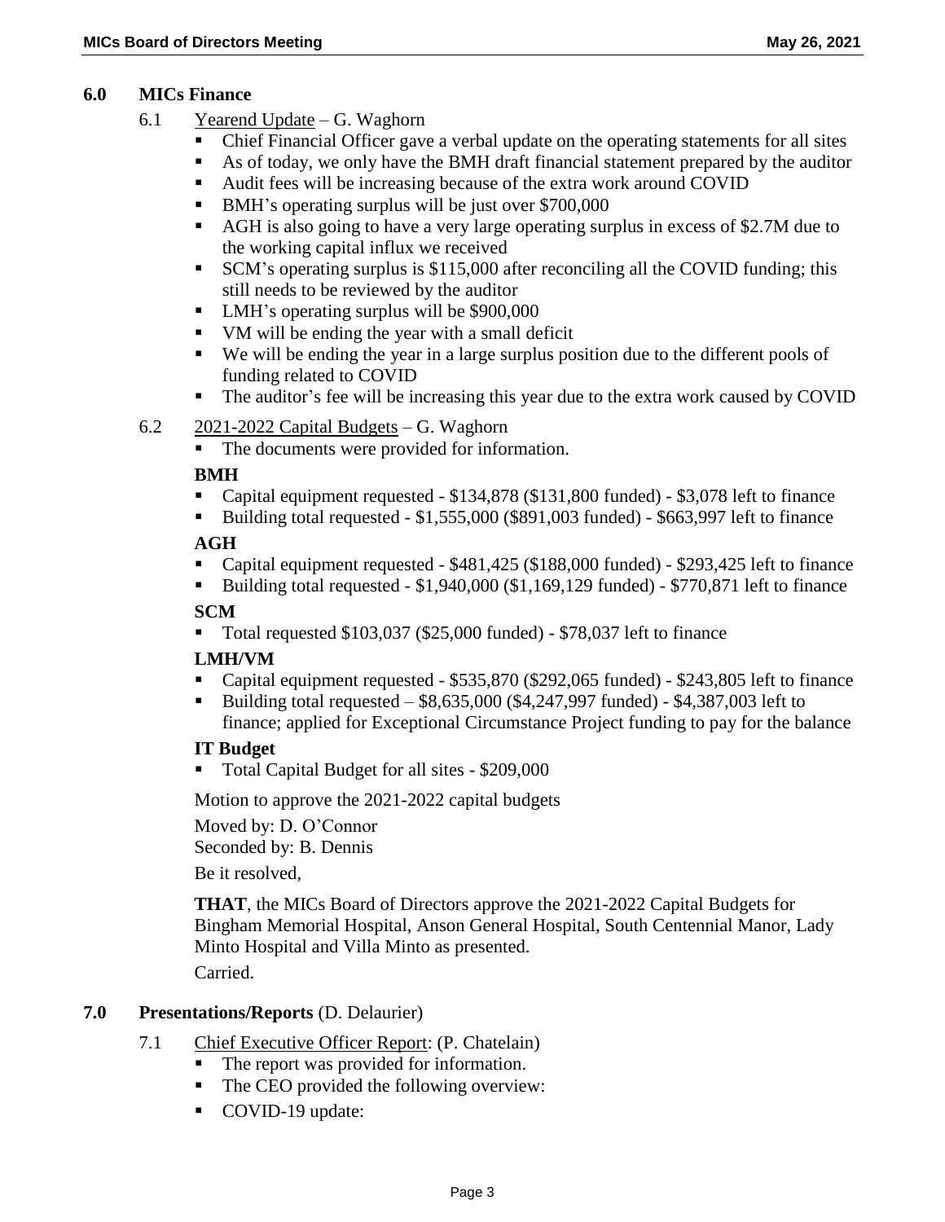## 6.0 MICs Finance

6.1 Yearend Update – G. Waghorn

- Chief Financial Officer gave a verbal update on the operating statements for all sites
- As of today, we only have the BMH draft financial statement prepared by the auditor
- Audit fees will be increasing because of the extra work around COVID
- BMH's operating surplus will be just over $700,000
- AGH is also going to have a very large operating surplus in excess of $2.7M due to the working capital influx we received
- SCM's operating surplus is $115,000 after reconciling all the COVID funding; this still needs to be reviewed by the auditor
- LMH's operating surplus will be $900,000
- VM will be ending the year with a small deficit
- We will be ending the year in a large surplus position due to the different pools of funding related to COVID
- The auditor's fee will be increasing this year due to the extra work caused by COVID

6.2 2021-2022 Capital Budgets – G. Waghorn

- The documents were provided for information.

**BMH**

- Capital equipment requested - $134,878 ($131,800 funded) - $3,078 left to finance
- Building total requested - $1,555,000 ($891,003 funded) - $663,997 left to finance

**AGH**

- Capital equipment requested - $481,425 ($188,000 funded) - $293,425 left to finance
- Building total requested - $1,940,000 ($1,169,129 funded) - $770,871 left to finance

**SCM**

- Total requested $103,037 ($25,000 funded) - $78,037 left to finance

**LMH/VM**

- Capital equipment requested - $535,870 ($292,065 funded) - $243,805 left to finance
- Building total requested – $8,635,000 ($4,247,997 funded) - $4,387,003 left to finance; applied for Exceptional Circumstance Project funding to pay for the balance

**IT Budget**

- Total Capital Budget for all sites - $209,000

Motion to approve the 2021-2022 capital budgets

Moved by: D. O'Connor
Seconded by: B. Dennis

Be it resolved,

**THAT**, the MICs Board of Directors approve the 2021-2022 Capital Budgets for Bingham Memorial Hospital, Anson General Hospital, South Centennial Manor, Lady Minto Hospital and Villa Minto as presented.

Carried.

## 7.0 Presentations/Reports (D. Delaurier)

7.1 Chief Executive Officer Report: (P. Chatelain)

- The report was provided for information.
- The CEO provided the following overview:
- COVID-19 update: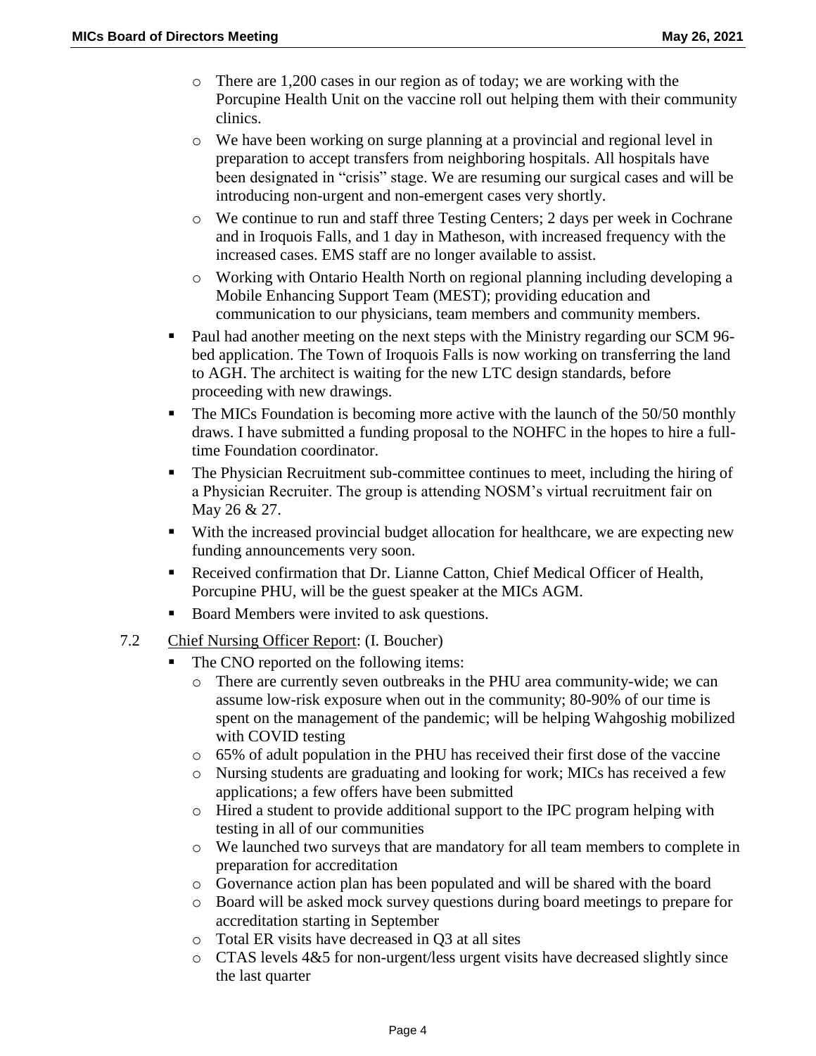- There are 1,200 cases in our region as of today; we are working with the Porcupine Health Unit on the vaccine roll out helping them with their community clinics.
- We have been working on surge planning at a provincial and regional level in preparation to accept transfers from neighboring hospitals. All hospitals have been designated in "crisis" stage. We are resuming our surgical cases and will be introducing non-urgent and non-emergent cases very shortly.
- We continue to run and staff three Testing Centers; 2 days per week in Cochrane and in Iroquois Falls, and 1 day in Matheson, with increased frequency with the increased cases. EMS staff are no longer available to assist.
- Working with Ontario Health North on regional planning including developing a Mobile Enhancing Support Team (MEST); providing education and communication to our physicians, team members and community members.

- Paul had another meeting on the next steps with the Ministry regarding our SCM 96-bed application. The Town of Iroquois Falls is now working on transferring the land to AGH. The architect is waiting for the new LTC design standards, before proceeding with new drawings.
- The MICs Foundation is becoming more active with the launch of the 50/50 monthly draws. I have submitted a funding proposal to the NOHFC in the hopes to hire a full-time Foundation coordinator.
- The Physician Recruitment sub-committee continues to meet, including the hiring of a Physician Recruiter. The group is attending NOSM's virtual recruitment fair on May 26 & 27.
- With the increased provincial budget allocation for healthcare, we are expecting new funding announcements very soon.
- Received confirmation that Dr. Lianne Catton, Chief Medical Officer of Health, Porcupine PHU, will be the guest speaker at the MICs AGM.
- Board Members were invited to ask questions.

7.2 Chief Nursing Officer Report: (I. Boucher)

- The CNO reported on the following items:
  - There are currently seven outbreaks in the PHU area community-wide; we can assume low-risk exposure when out in the community; 80-90% of our time is spent on the management of the pandemic; will be helping Wahgoshig mobilized with COVID testing
  - 65% of adult population in the PHU has received their first dose of the vaccine
  - Nursing students are graduating and looking for work; MICs has received a few applications; a few offers have been submitted
  - Hired a student to provide additional support to the IPC program helping with testing in all of our communities
  - We launched two surveys that are mandatory for all team members to complete in preparation for accreditation
  - Governance action plan has been populated and will be shared with the board
  - Board will be asked mock survey questions during board meetings to prepare for accreditation starting in September
  - Total ER visits have decreased in Q3 at all sites
  - CTAS levels 4&5 for non-urgent/less urgent visits have decreased slightly since the last quarter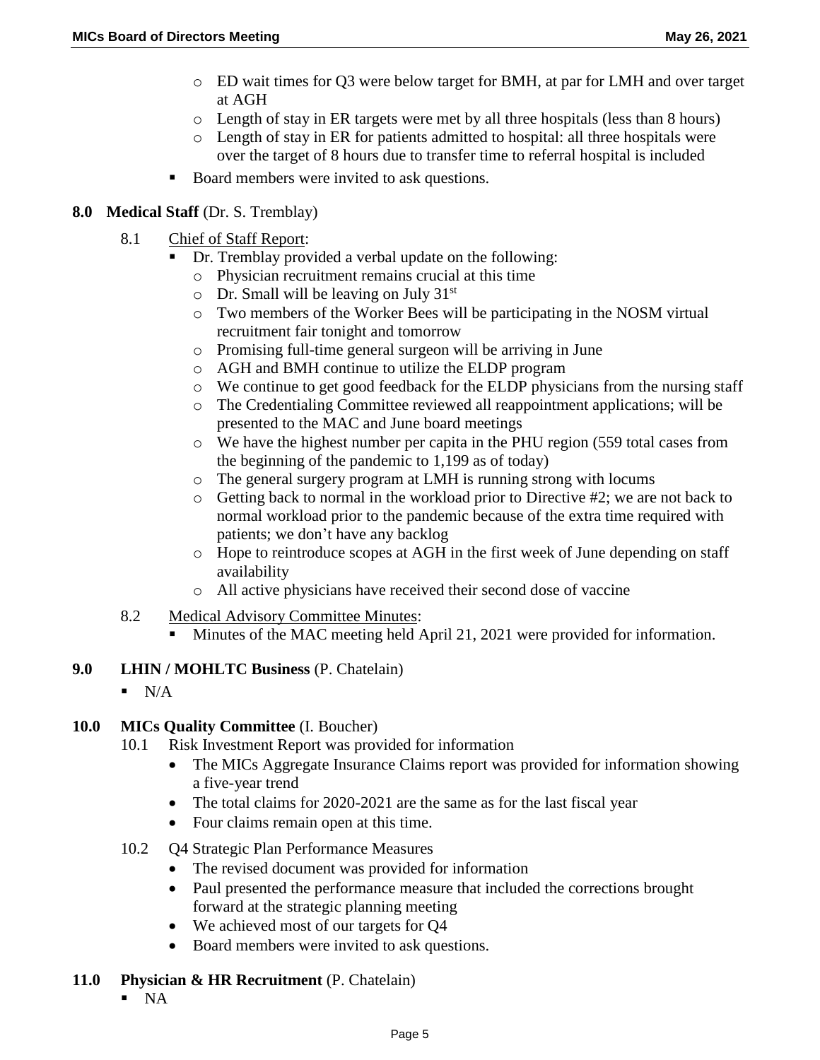- ED wait times for Q3 were below target for BMH, at par for LMH and over target at AGH
  - Length of stay in ER targets were met by all three hospitals (less than 8 hours)
  - Length of stay in ER for patients admitted to hospital: all three hospitals were over the target of 8 hours due to transfer time to referral hospital is included
- Board members were invited to ask questions.

**8.0 Medical Staff** (Dr. S. Tremblay)

8.1 Chief of Staff Report:

- Dr. Tremblay provided a verbal update on the following:
  - Physician recruitment remains crucial at this time
  - Dr. Small will be leaving on July 31st
  - Two members of the Worker Bees will be participating in the NOSM virtual recruitment fair tonight and tomorrow
  - Promising full-time general surgeon will be arriving in June
  - AGH and BMH continue to utilize the ELDP program
  - We continue to get good feedback for the ELDP physicians from the nursing staff
  - The Credentialing Committee reviewed all reappointment applications; will be presented to the MAC and June board meetings
  - We have the highest number per capita in the PHU region (559 total cases from the beginning of the pandemic to 1,199 as of today)
  - The general surgery program at LMH is running strong with locums
  - Getting back to normal in the workload prior to Directive #2; we are not back to normal workload prior to the pandemic because of the extra time required with patients; we don't have any backlog
  - Hope to reintroduce scopes at AGH in the first week of June depending on staff availability
  - All active physicians have received their second dose of vaccine

8.2 Medical Advisory Committee Minutes:

- Minutes of the MAC meeting held April 21, 2021 were provided for information.

**9.0 LHIN / MOHLTC Business** (P. Chatelain)

- N/A

**10.0 MICs Quality Committee** (I. Boucher)

10.1 Risk Investment Report was provided for information

- The MICs Aggregate Insurance Claims report was provided for information showing a five-year trend
- The total claims for 2020-2021 are the same as for the last fiscal year
- Four claims remain open at this time.

10.2 Q4 Strategic Plan Performance Measures

- The revised document was provided for information
- Paul presented the performance measure that included the corrections brought forward at the strategic planning meeting
- We achieved most of our targets for Q4
- Board members were invited to ask questions.

**11.0 Physician & HR Recruitment** (P. Chatelain)

- NA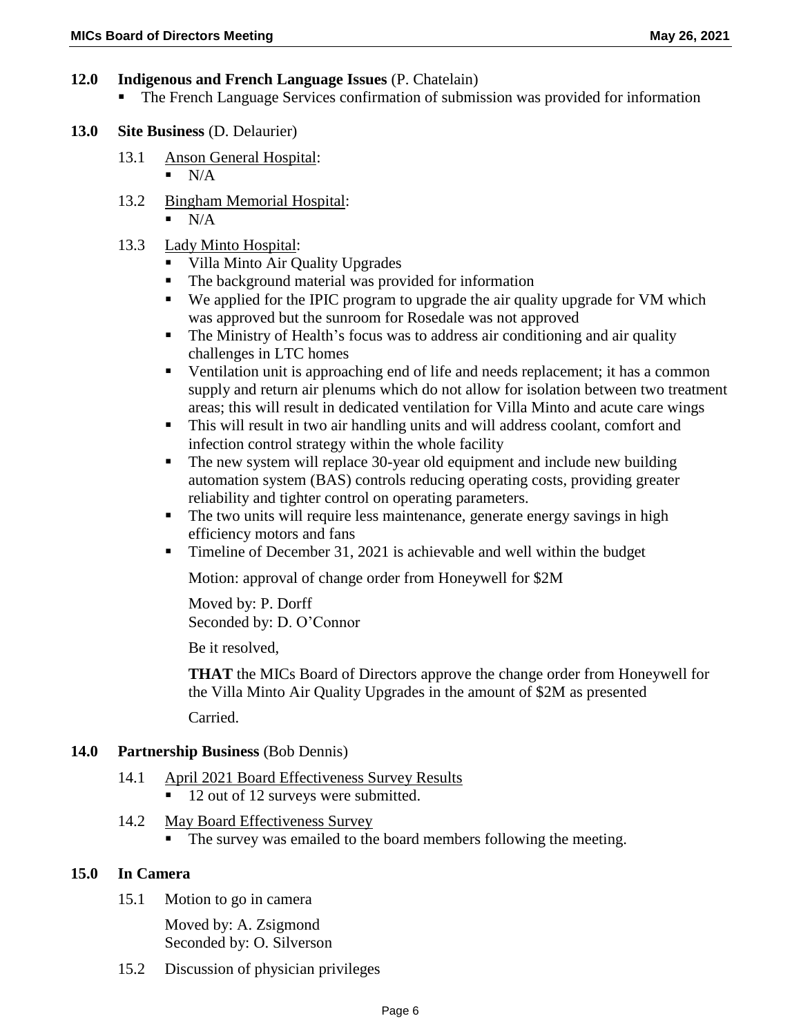## 12.0 Indigenous and French Language Issues (P. Chatelain)

- The French Language Services confirmation of submission was provided for information

## 13.0 Site Business (D. Delaurier)

### 13.1 Anson General Hospital:

- N/A

### 13.2 Bingham Memorial Hospital:

- N/A

### 13.3 Lady Minto Hospital:

- Villa Minto Air Quality Upgrades
- The background material was provided for information
- We applied for the IPIC program to upgrade the air quality upgrade for VM which was approved but the sunroom for Rosedale was not approved
- The Ministry of Health's focus was to address air conditioning and air quality challenges in LTC homes
- Ventilation unit is approaching end of life and needs replacement; it has a common supply and return air plenums which do not allow for isolation between two treatment areas; this will result in dedicated ventilation for Villa Minto and acute care wings
- This will result in two air handling units and will address coolant, comfort and infection control strategy within the whole facility
- The new system will replace 30-year old equipment and include new building automation system (BAS) controls reducing operating costs, providing greater reliability and tighter control on operating parameters.
- The two units will require less maintenance, generate energy savings in high efficiency motors and fans
- Timeline of December 31, 2021 is achievable and well within the budget

Motion: approval of change order from Honeywell for $2M

Moved by: P. Dorff
Seconded by: D. O'Connor

Be it resolved,

**THAT** the MICs Board of Directors approve the change order from Honeywell for the Villa Minto Air Quality Upgrades in the amount of $2M as presented

Carried.

## 14.0 Partnership Business (Bob Dennis)

### 14.1 April 2021 Board Effectiveness Survey Results

- 12 out of 12 surveys were submitted.

### 14.2 May Board Effectiveness Survey

- The survey was emailed to the board members following the meeting.

## 15.0 In Camera

15.1 Motion to go in camera

Moved by: A. Zsigmond
Seconded by: O. Silverson

15.2 Discussion of physician privileges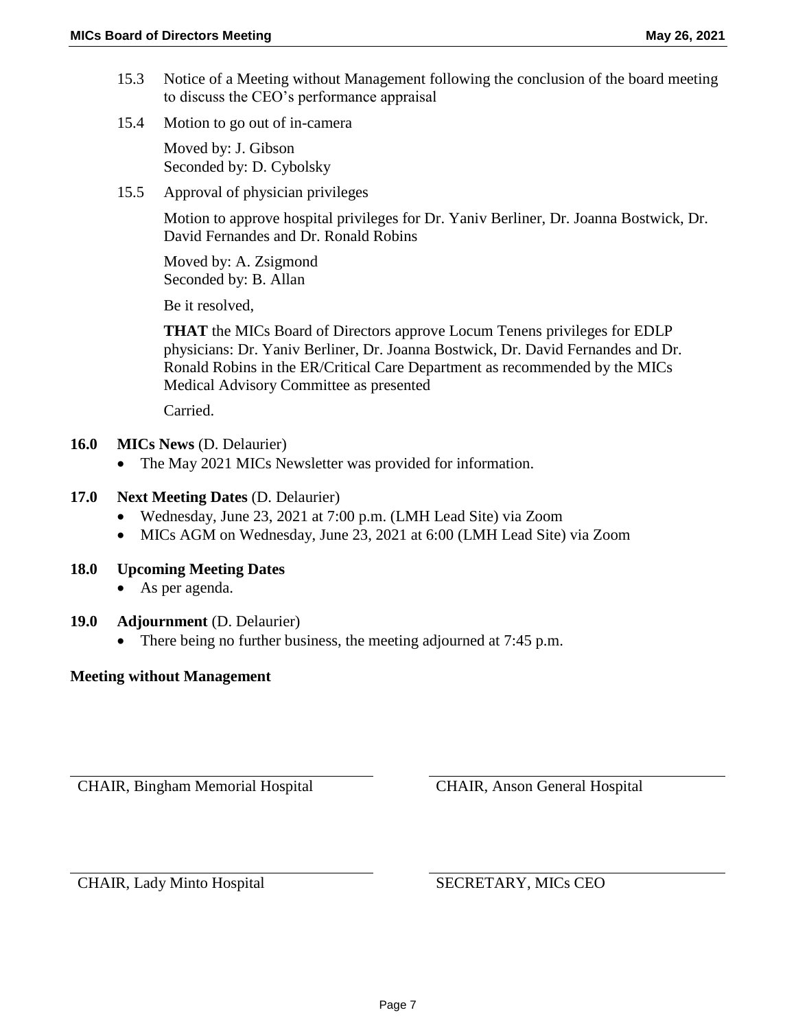15.3 Notice of a Meeting without Management following the conclusion of the board meeting to discuss the CEO's performance appraisal

15.4 Motion to go out of in-camera

Moved by: J. Gibson
Seconded by: D. Cybolsky

15.5 Approval of physician privileges

Motion to approve hospital privileges for Dr. Yaniv Berliner, Dr. Joanna Bostwick, Dr. David Fernandes and Dr. Ronald Robins

Moved by: A. Zsigmond
Seconded by: B. Allan

Be it resolved,

**THAT** the MICs Board of Directors approve Locum Tenens privileges for EDLP physicians: Dr. Yaniv Berliner, Dr. Joanna Bostwick, Dr. David Fernandes and Dr. Ronald Robins in the ER/Critical Care Department as recommended by the MICs Medical Advisory Committee as presented

Carried.

**16.0 MICs News** (D. Delaurier)

- The May 2021 MICs Newsletter was provided for information.

**17.0 Next Meeting Dates** (D. Delaurier)

- Wednesday, June 23, 2021 at 7:00 p.m. (LMH Lead Site) via Zoom
- MICs AGM on Wednesday, June 23, 2021 at 6:00 (LMH Lead Site) via Zoom

**18.0 Upcoming Meeting Dates**

- As per agenda.

**19.0 Adjournment** (D. Delaurier)

- There being no further business, the meeting adjourned at 7:45 p.m.

**Meeting without Management**

CHAIR, Bingham Memorial Hospital

CHAIR, Anson General Hospital

CHAIR, Lady Minto Hospital

SECRETARY, MICs CEO